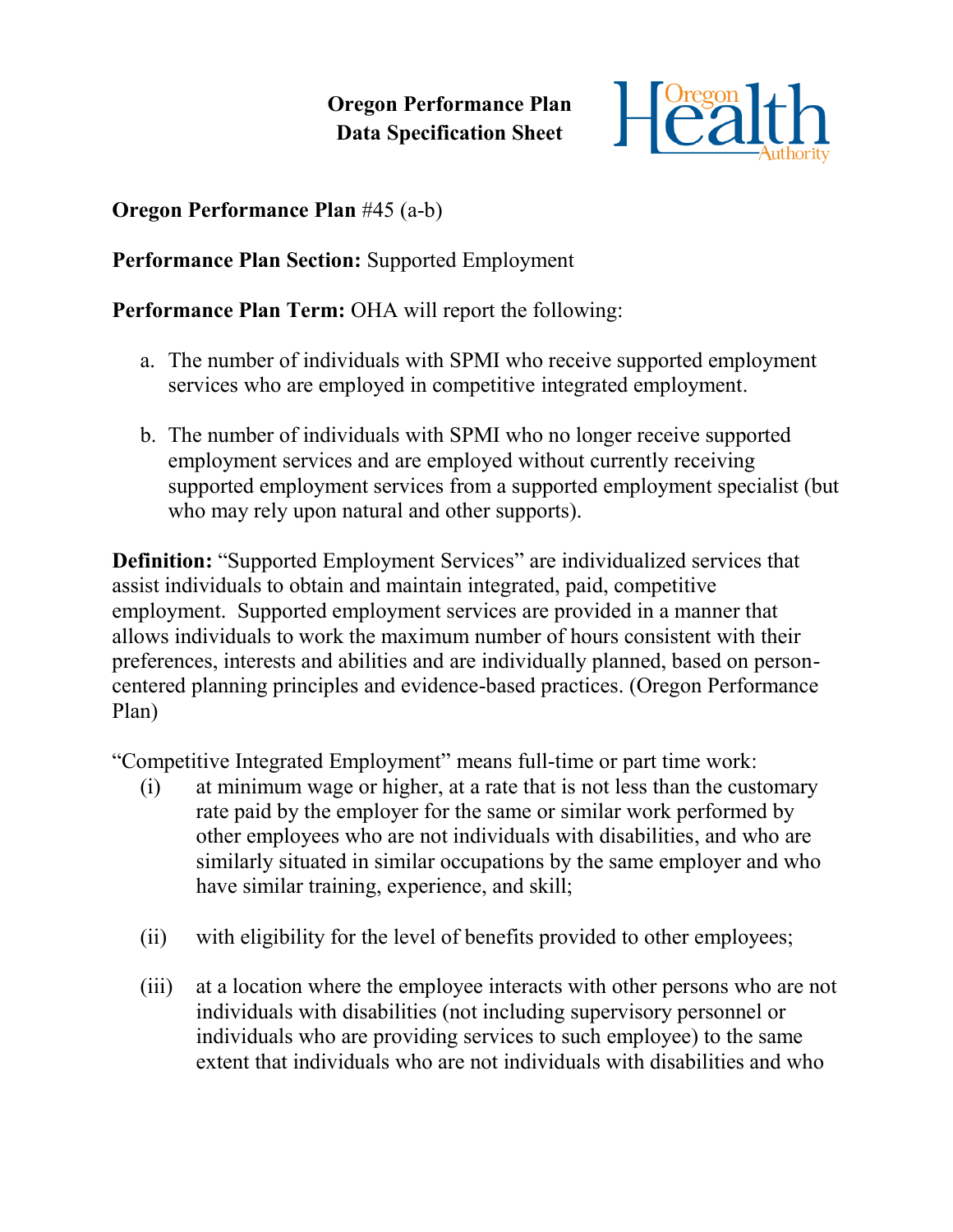# Oregon Performance Plan
# Data Specification Sheet

**Oregon Performance Plan** #45 (a-b)

**Performance Plan Section:** Supported Employment

**Performance Plan Term:** OHA will report the following:

a. The number of individuals with SPMI who receive supported employment services who are employed in competitive integrated employment.

b. The number of individuals with SPMI who no longer receive supported employment services and are employed without currently receiving supported employment services from a supported employment specialist (but who may rely upon natural and other supports).

**Definition:** "Supported Employment Services" are individualized services that assist individuals to obtain and maintain integrated, paid, competitive employment. Supported employment services are provided in a manner that allows individuals to work the maximum number of hours consistent with their preferences, interests and abilities and are individually planned, based on person-centered planning principles and evidence-based practices. (Oregon Performance Plan)

"Competitive Integrated Employment" means full-time or part time work:

(i) at minimum wage or higher, at a rate that is not less than the customary rate paid by the employer for the same or similar work performed by other employees who are not individuals with disabilities, and who are similarly situated in similar occupations by the same employer and who have similar training, experience, and skill;

(ii) with eligibility for the level of benefits provided to other employees;

(iii) at a location where the employee interacts with other persons who are not individuals with disabilities (not including supervisory personnel or individuals who are providing services to such employee) to the same extent that individuals who are not individuals with disabilities and who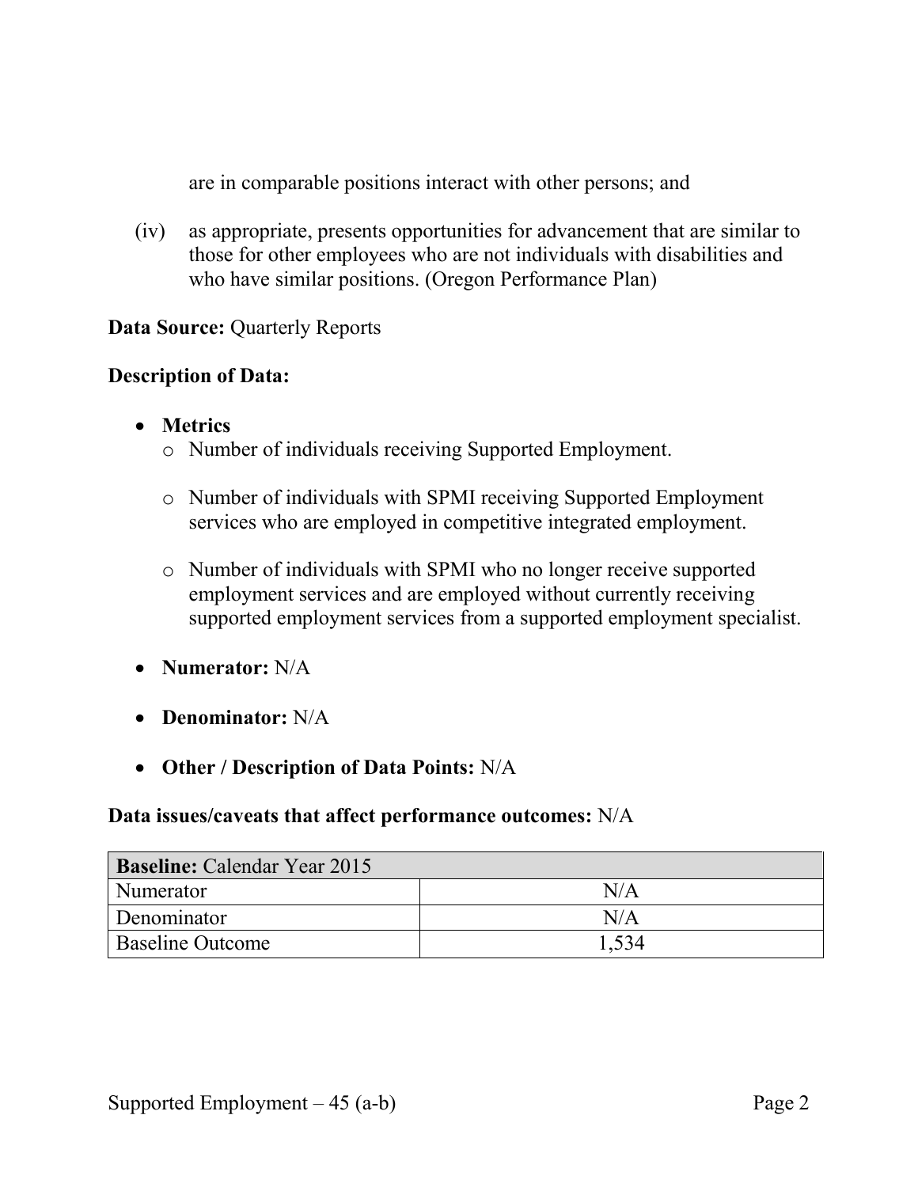are in comparable positions interact with other persons; and

(iv) as appropriate, presents opportunities for advancement that are similar to those for other employees who are not individuals with disabilities and who have similar positions. (Oregon Performance Plan)

**Data Source:** Quarterly Reports

**Description of Data:**

- **Metrics**
  - Number of individuals receiving Supported Employment.
  - Number of individuals with SPMI receiving Supported Employment services who are employed in competitive integrated employment.
  - Number of individuals with SPMI who no longer receive supported employment services and are employed without currently receiving supported employment services from a supported employment specialist.
- **Numerator:** N/A
- **Denominator:** N/A
- **Other / Description of Data Points:** N/A

**Data issues/caveats that affect performance outcomes:** N/A

| **Baseline:** Calendar Year 2015 | |
|---|---|
| Numerator | N/A |
| Denominator | N/A |
| Baseline Outcome | 1,534 |